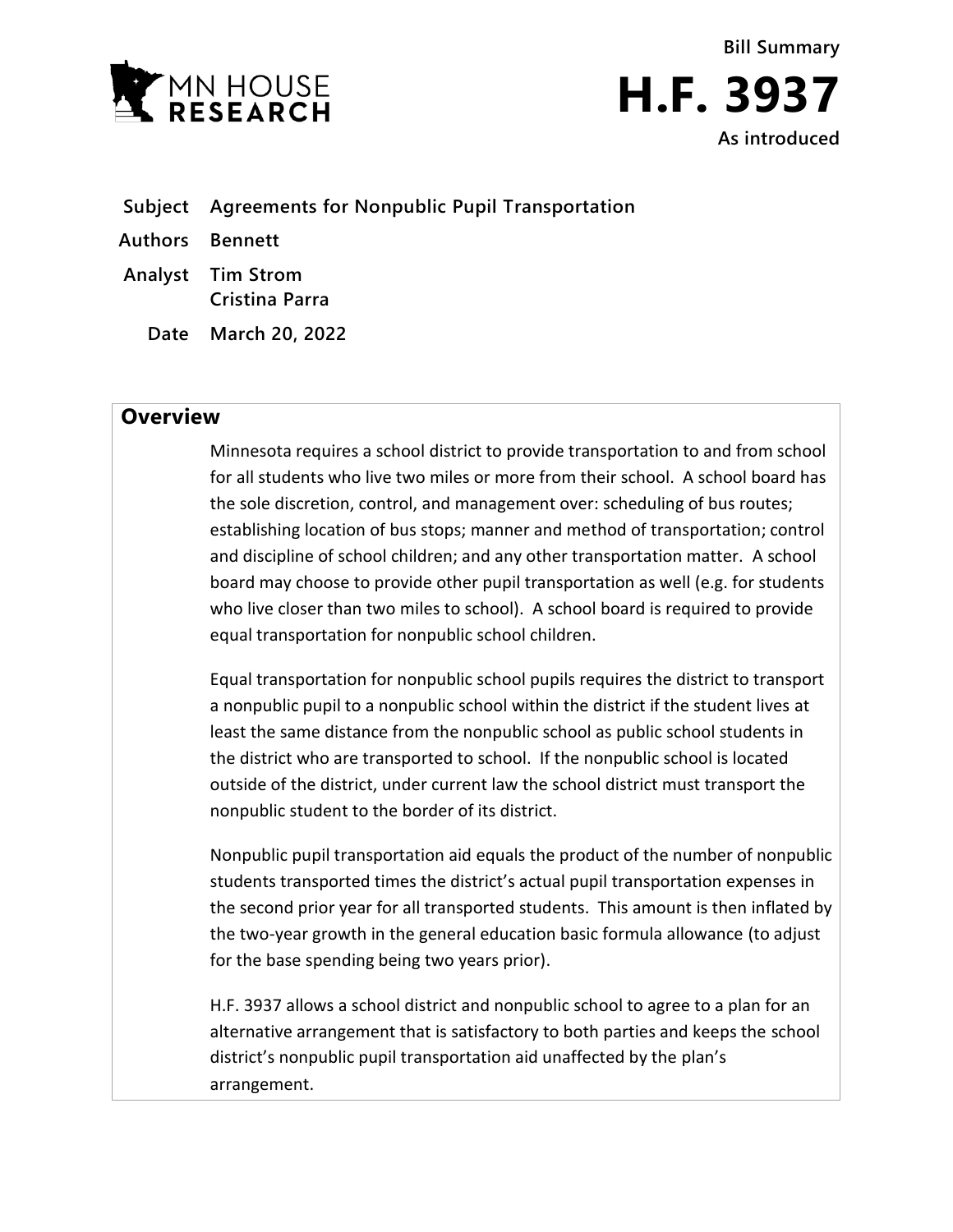MN HOUSE RESEARCH

Bill Summary

# H.F. 3937

As introduced

| | |
|---|---|
| **Subject** | **Agreements for Nonpublic Pupil Transportation** |
| **Authors** | **Bennett** |
| **Analyst** | **Tim Strom**<br>**Cristina Parra** |
| **Date** | **March 20, 2022** |

## Overview

Minnesota requires a school district to provide transportation to and from school for all students who live two miles or more from their school. A school board has the sole discretion, control, and management over: scheduling of bus routes; establishing location of bus stops; manner and method of transportation; control and discipline of school children; and any other transportation matter. A school board may choose to provide other pupil transportation as well (e.g. for students who live closer than two miles to school). A school board is required to provide equal transportation for nonpublic school children.

Equal transportation for nonpublic school pupils requires the district to transport a nonpublic pupil to a nonpublic school within the district if the student lives at least the same distance from the nonpublic school as public school students in the district who are transported to school. If the nonpublic school is located outside of the district, under current law the school district must transport the nonpublic student to the border of its district.

Nonpublic pupil transportation aid equals the product of the number of nonpublic students transported times the district's actual pupil transportation expenses in the second prior year for all transported students. This amount is then inflated by the two-year growth in the general education basic formula allowance (to adjust for the base spending being two years prior).

H.F. 3937 allows a school district and nonpublic school to agree to a plan for an alternative arrangement that is satisfactory to both parties and keeps the school district's nonpublic pupil transportation aid unaffected by the plan's arrangement.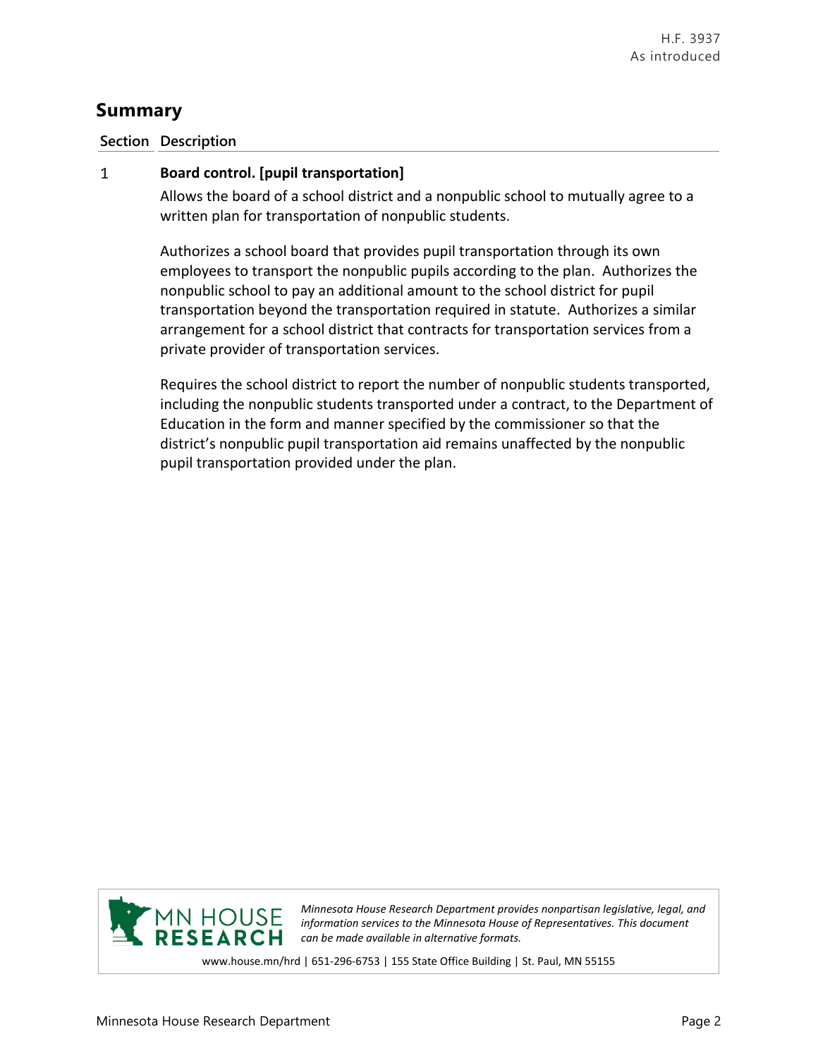## Summary

| Section | Description |
|---|---|
| 1 | **Board control. [pupil transportation]**<br><br>Allows the board of a school district and a nonpublic school to mutually agree to a written plan for transportation of nonpublic students.<br><br>Authorizes a school board that provides pupil transportation through its own employees to transport the nonpublic pupils according to the plan. Authorizes the nonpublic school to pay an additional amount to the school district for pupil transportation beyond the transportation required in statute. Authorizes a similar arrangement for a school district that contracts for transportation services from a private provider of transportation services.<br><br>Requires the school district to report the number of nonpublic students transported, including the nonpublic students transported under a contract, to the Department of Education in the form and manner specified by the commissioner so that the district's nonpublic pupil transportation aid remains unaffected by the nonpublic pupil transportation provided under the plan. |

MN HOUSE RESEARCH

*Minnesota House Research Department provides nonpartisan legislative, legal, and information services to the Minnesota House of Representatives. This document can be made available in alternative formats.*

www.house.mn/hrd | 651-296-6753 | 155 State Office Building | St. Paul, MN 55155